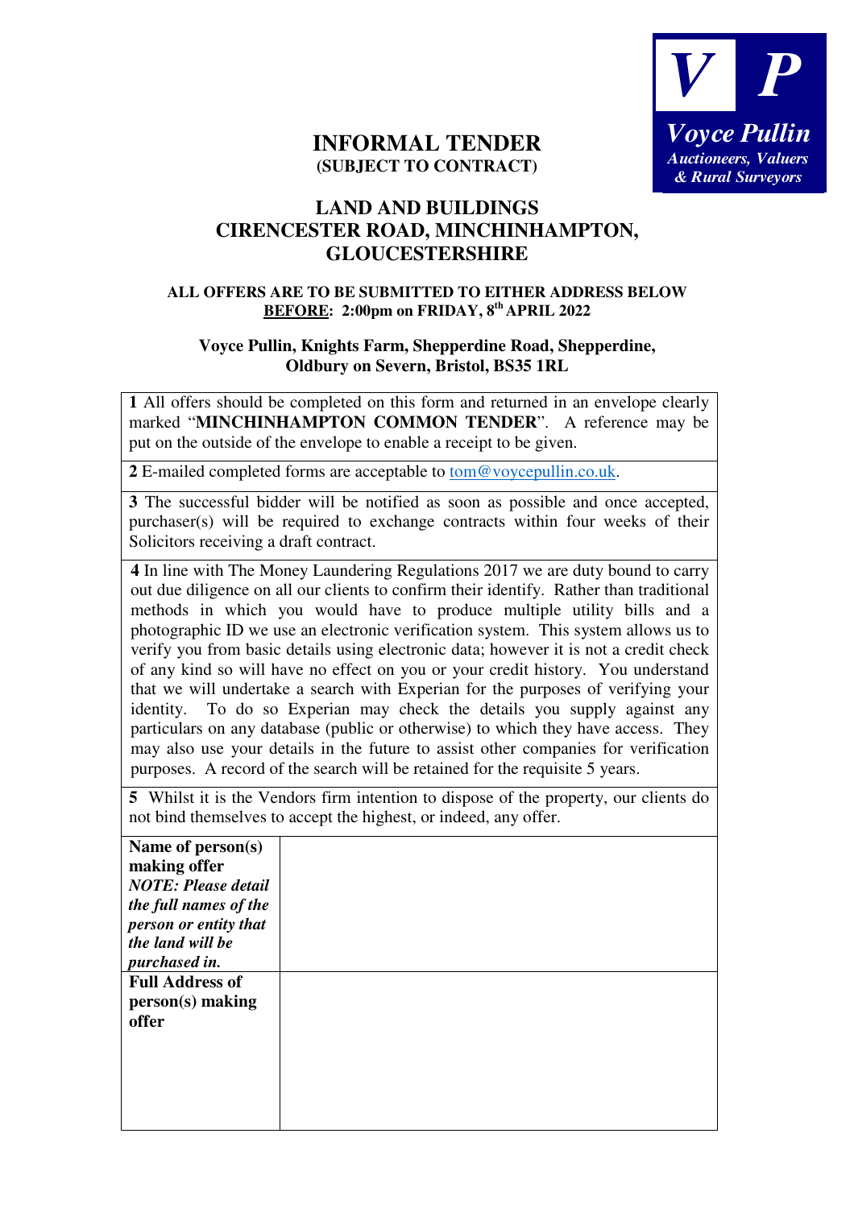Voyce Pullin
*Auctioneers, Valuers & Rural Surveyors*

# INFORMAL TENDER
**(SUBJECT TO CONTRACT)**

## LAND AND BUILDINGS
## CIRENCESTER ROAD, MINCHINHAMPTON, GLOUCESTERSHIRE

**ALL OFFERS ARE TO BE SUBMITTED TO EITHER ADDRESS BELOW**
**BEFORE: 2:00pm on FRIDAY, 8th APRIL 2022**

**Voyce Pullin, Knights Farm, Shepperdine Road, Shepperdine, Oldbury on Severn, Bristol, BS35 1RL**

| |
|---|
| **1** All offers should be completed on this form and returned in an envelope clearly marked "**MINCHINHAMPTON COMMON TENDER**". A reference may be put on the outside of the envelope to enable a receipt to be given. |
| **2** E-mailed completed forms are acceptable to tom@voycepullin.co.uk. |
| **3** The successful bidder will be notified as soon as possible and once accepted, purchaser(s) will be required to exchange contracts within four weeks of their Solicitors receiving a draft contract. |
| **4** In line with The Money Laundering Regulations 2017 we are duty bound to carry out due diligence on all our clients to confirm their identify. Rather than traditional methods in which you would have to produce multiple utility bills and a photographic ID we use an electronic verification system. This system allows us to verify you from basic details using electronic data; however it is not a credit check of any kind so will have no effect on you or your credit history. You understand that we will undertake a search with Experian for the purposes of verifying your identity. To do so Experian may check the details you supply against any particulars on any database (public or otherwise) to which they have access. They may also use your details in the future to assist other companies for verification purposes. A record of the search will be retained for the requisite 5 years. |
| **5** Whilst it is the Vendors firm intention to dispose of the property, our clients do not bind themselves to accept the highest, or indeed, any offer. |

| | |
|---|---|
| **Name of person(s) making offer** ***NOTE: Please detail the full names of the person or entity that the land will be purchased in.*** | |
| **Full Address of person(s) making offer** | |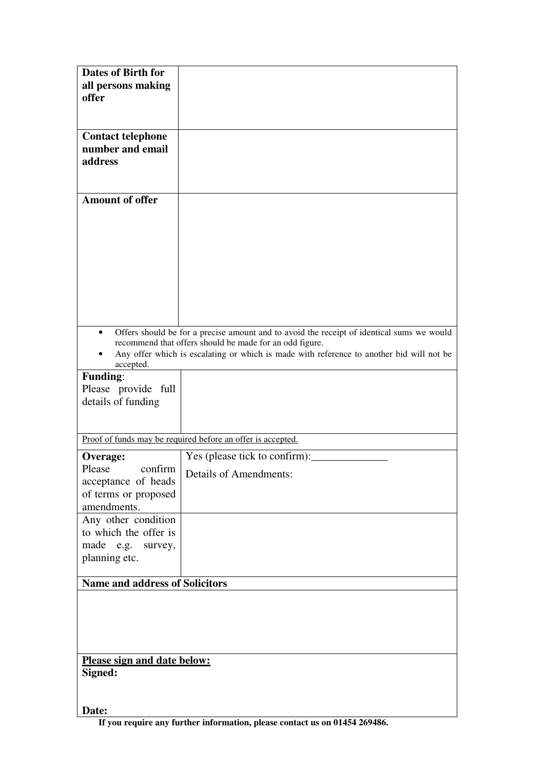| | |
|---|---|
| **Dates of Birth for all persons making offer** | |
| **Contact telephone number and email address** | |
| **Amount of offer** | |

- Offers should be for a precise amount and to avoid the receipt of identical sums we would recommend that offers should be made for an odd figure.
- Any offer which is escalating or which is made with reference to another bid will not be accepted.

| | |
|---|---|
| **Funding**: Please provide full details of funding | |

Proof of funds may be required before an offer is accepted.

| | |
|---|---|
| **Overage:** Please confirm acceptance of heads of terms or proposed amendments. | Yes (please tick to confirm):______________ Details of Amendments: |
| Any other condition to which the offer is made e.g. survey, planning etc. | |

**Name and address of Solicitors**

**Please sign and date below:**

**Signed:**

**Date:**

**If you require any further information, please contact us on 01454 269486.**